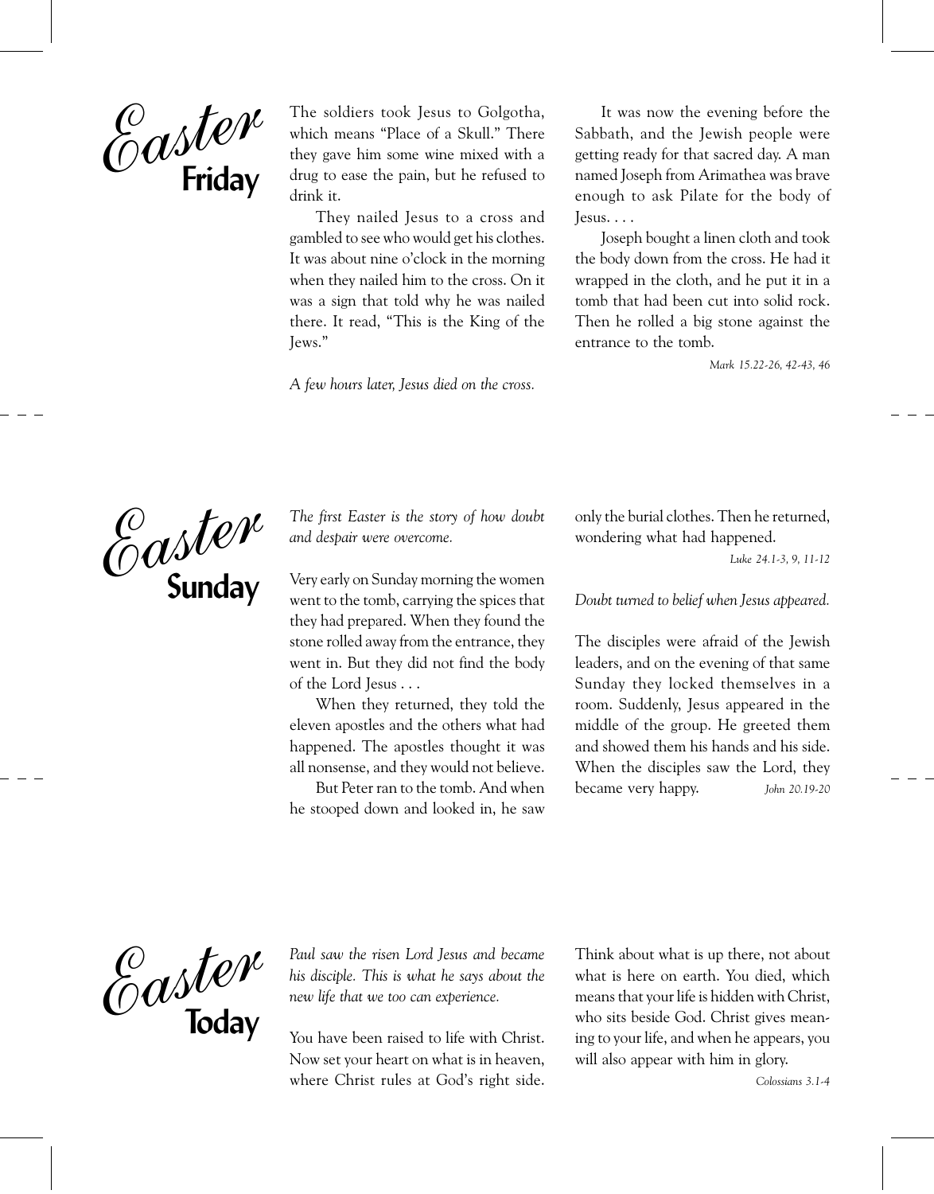## Easter Friday

The soldiers took Jesus to Golgotha, which means "Place of a Skull." There they gave him some wine mixed with a drug to ease the pain, but he refused to drink it.

They nailed Jesus to a cross and gambled to see who would get his clothes. It was about nine o'clock in the morning when they nailed him to the cross. On it was a sign that told why he was nailed there. It read, "This is the King of the Jews."

*A few hours later, Jesus died on the cross.*

It was now the evening before the Sabbath, and the Jewish people were getting ready for that sacred day. A man named Joseph from Arimathea was brave enough to ask Pilate for the body of Jesus. . . .

Joseph bought a linen cloth and took the body down from the cross. He had it wrapped in the cloth, and he put it in a tomb that had been cut into solid rock. Then he rolled a big stone against the entrance to the tomb.

*Mark 15.22-26, 42-43, 46*

## Easter Sunday

*The first Easter is the story of how doubt and despair were overcome.*

Very early on Sunday morning the women went to the tomb, carrying the spices that they had prepared. When they found the stone rolled away from the entrance, they went in. But they did not find the body of the Lord Jesus . . .

When they returned, they told the eleven apostles and the others what had happened. The apostles thought it was all nonsense, and they would not believe.

But Peter ran to the tomb. And when he stooped down and looked in, he saw only the burial clothes. Then he returned, wondering what had happened.

*Luke 24.1-3, 9, 11-12*

*Doubt turned to belief when Jesus appeared.*

The disciples were afraid of the Jewish leaders, and on the evening of that same Sunday they locked themselves in a room. Suddenly, Jesus appeared in the middle of the group. He greeted them and showed them his hands and his side. When the disciples saw the Lord, they became very happy. *John 20.19-20*

## Easter Today

*Paul saw the risen Lord Jesus and became his disciple. This is what he says about the new life that we too can experience.*

You have been raised to life with Christ. Now set your heart on what is in heaven, where Christ rules at God's right side. Think about what is up there, not about what is here on earth. You died, which means that your life is hidden with Christ, who sits beside God. Christ gives meaning to your life, and when he appears, you will also appear with him in glory.

*Colossians 3.1-4*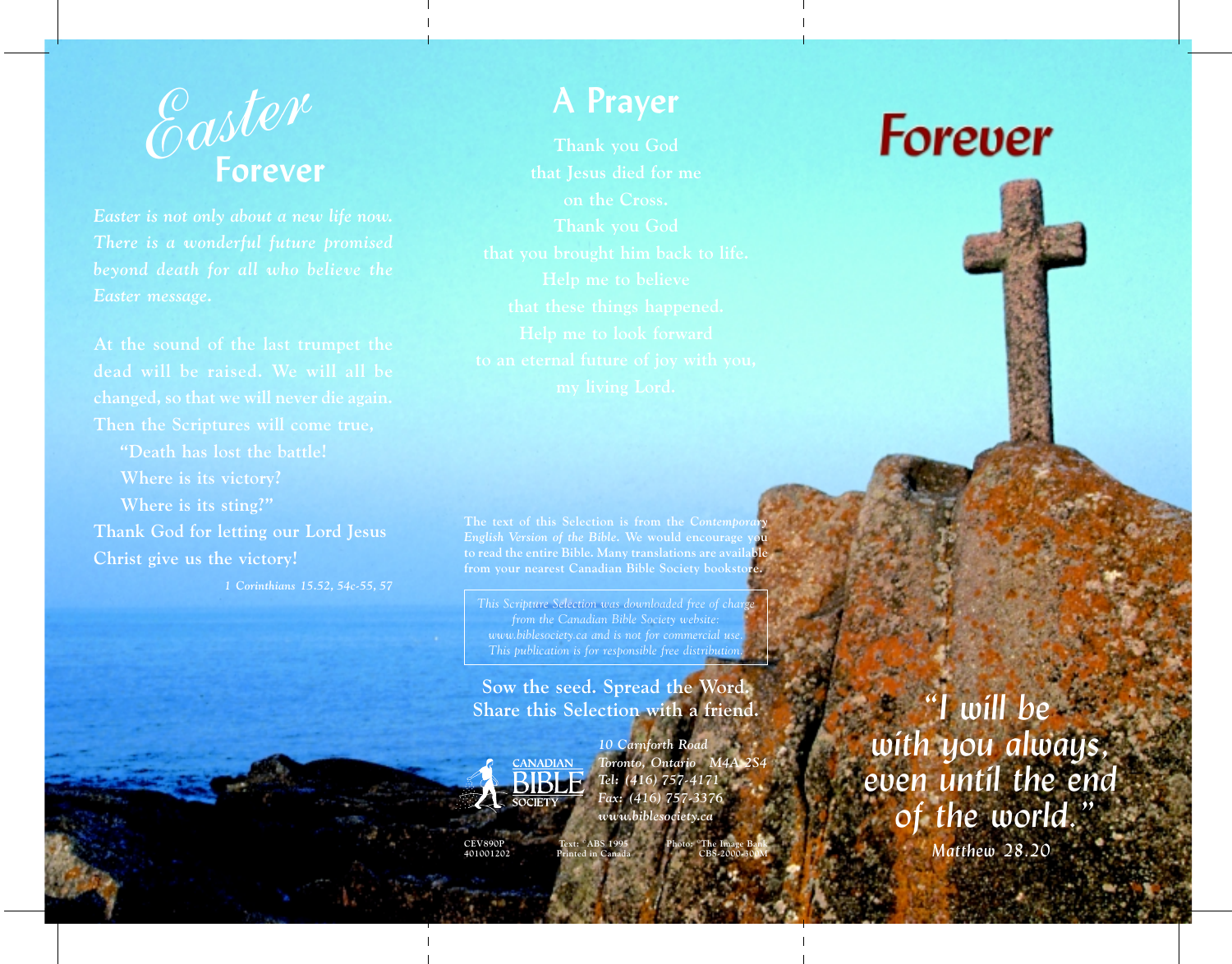# *Easter* Forever

*Easter is not only about a new life now. There is a wonderful future promised beyond death for all who believe the Easter message.*

At the sound of the last trumpet the dead will be raised. We will all be changed, so that we will never die again. Then the Scriptures will come true,

> "Death has lost the battle!
> Where is its victory?
> Where is its sting?"

Thank God for letting our Lord Jesus Christ give us the victory!

*1 Corinthians 15.52, 54c-55, 57*

# A Prayer

Thank you God
that Jesus died for me
on the Cross.
Thank you God
that you brought him back to life.
Help me to believe
that these things happened.
Help me to look forward
to an eternal future of joy with you,
my living Lord.

The text of this Selection is from the *Contemporary English Version of the Bible.* We would encourage you to read the entire Bible. Many translations are available from your nearest Canadian Bible Society bookstore.

*This Scripture Selection was downloaded free of charge from the Canadian Bible Society website: www.biblesociety.ca and is not for commercial use. This publication is for responsible free distribution.*

Sow the seed. Spread the Word.
Share this Selection with a friend.

CANADIAN BIBLE SOCIETY

*10 Carnforth Road*
*Toronto, Ontario M4A 2S4*
*Tel: (416) 757-4171*
*Fax: (416) 757-3376*
*www.biblesociety.ca*

CEV890P 401001202 | Text: ©ABS 1995 Printed in Canada | Photo: ©The Image Bank CBS-2000-30M

# Forever

*"I will be with you always, even until the end of the world."*

*Matthew 28.20*